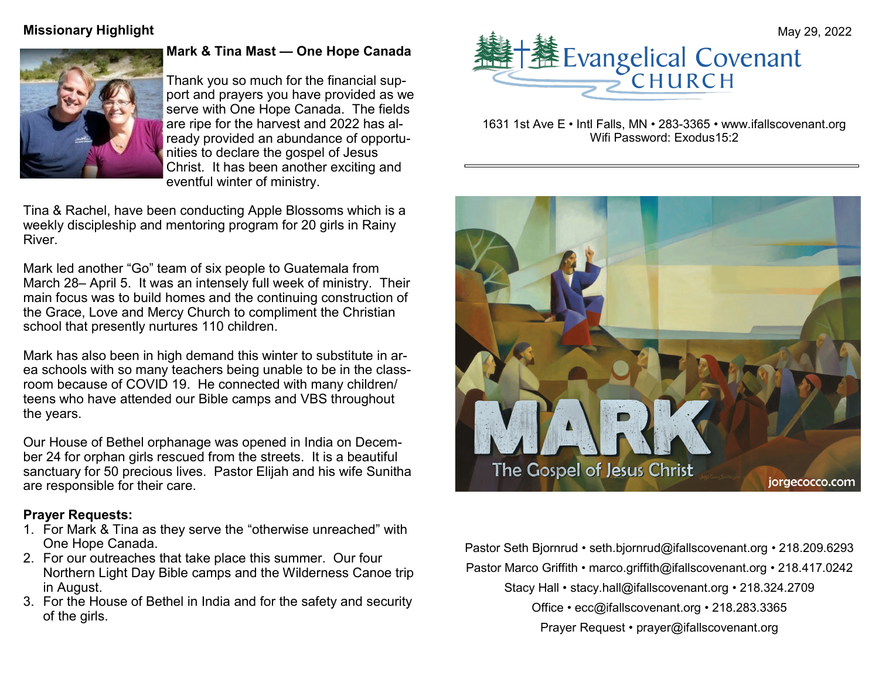## Missionary Highlight

**Mark & Tina Mast — One Hope Canada**

Thank you so much for the financial support and prayers you have provided as we serve with One Hope Canada. The fields are ripe for the harvest and 2022 has already provided an abundance of opportunities to declare the gospel of Jesus Christ. It has been another exciting and eventful winter of ministry.

Tina & Rachel, have been conducting Apple Blossoms which is a weekly discipleship and mentoring program for 20 girls in Rainy River.

Mark led another "Go" team of six people to Guatemala from March 28– April 5. It was an intensely full week of ministry. Their main focus was to build homes and the continuing construction of the Grace, Love and Mercy Church to compliment the Christian school that presently nurtures 110 children.

Mark has also been in high demand this winter to substitute in area schools with so many teachers being unable to be in the classroom because of COVID 19. He connected with many children/ teens who have attended our Bible camps and VBS throughout the years.

Our House of Bethel orphanage was opened in India on December 24 for orphan girls rescued from the streets. It is a beautiful sanctuary for 50 precious lives. Pastor Elijah and his wife Sunitha are responsible for their care.

**Prayer Requests:**

1. For Mark & Tina as they serve the "otherwise unreached" with One Hope Canada.
2. For our outreaches that take place this summer. Our four Northern Light Day Bible camps and the Wilderness Canoe trip in August.
3. For the House of Bethel in India and for the safety and security of the girls.

May 29, 2022

# Evangelical Covenant CHURCH

1631 1st Ave E • Intl Falls, MN • 283-3365 • www.ifallscovenant.org
Wifi Password: Exodus15:2

MARK
The Gospel of Jesus Christ
jorgecocco.com

Pastor Seth Bjornrud • seth.bjornrud@ifallscovenant.org • 218.209.6293

Pastor Marco Griffith • marco.griffith@ifallscovenant.org • 218.417.0242

Stacy Hall • stacy.hall@ifallscovenant.org • 218.324.2709

Office • ecc@ifallscovenant.org • 218.283.3365

Prayer Request • prayer@ifallscovenant.org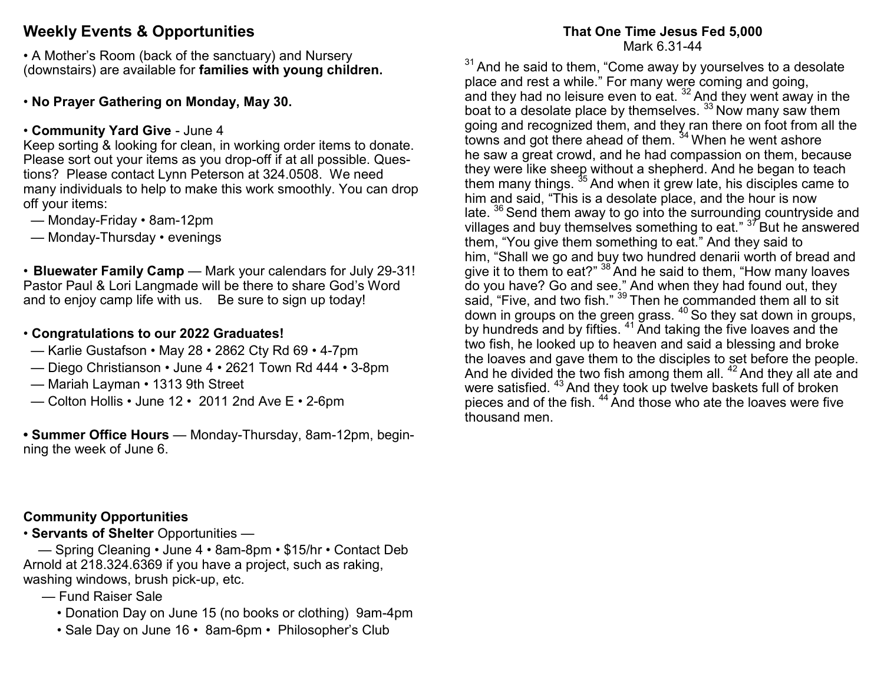## Weekly Events & Opportunities

• A Mother's Room (back of the sanctuary) and Nursery (downstairs) are available for **families with young children.**

• **No Prayer Gathering on Monday, May 30.**

• **Community Yard Give** - June 4
Keep sorting & looking for clean, in working order items to donate. Please sort out your items as you drop-off if at all possible. Questions? Please contact Lynn Peterson at 324.0508. We need many individuals to help to make this work smoothly. You can drop off your items:
— Monday-Friday • 8am-12pm
— Monday-Thursday • evenings

• **Bluewater Family Camp** — Mark your calendars for July 29-31! Pastor Paul & Lori Langmade will be there to share God's Word and to enjoy camp life with us. Be sure to sign up today!

• **Congratulations to our 2022 Graduates!**
— Karlie Gustafson • May 28 • 2862 Cty Rd 69 • 4-7pm
— Diego Christianson • June 4 • 2621 Town Rd 444 • 3-8pm
— Mariah Layman • 1313 9th Street
— Colton Hollis • June 12 • 2011 2nd Ave E • 2-6pm

• **Summer Office Hours** — Monday-Thursday, 8am-12pm, beginning the week of June 6.

**Community Opportunities**

• **Servants of Shelter** Opportunities —
— Spring Cleaning • June 4 • 8am-8pm • $15/hr • Contact Deb Arnold at 218.324.6369 if you have a project, such as raking, washing windows, brush pick-up, etc.
— Fund Raiser Sale
• Donation Day on June 15 (no books or clothing) 9am-4pm
• Sale Day on June 16 • 8am-6pm • Philosopher's Club

### That One Time Jesus Fed 5,000
Mark 6.31-44

[31] And he said to them, "Come away by yourselves to a desolate place and rest a while." For many were coming and going, and they had no leisure even to eat. [32] And they went away in the boat to a desolate place by themselves. [33] Now many saw them going and recognized them, and they ran there on foot from all the towns and got there ahead of them. [34] When he went ashore he saw a great crowd, and he had compassion on them, because they were like sheep without a shepherd. And he began to teach them many things. [35] And when it grew late, his disciples came to him and said, "This is a desolate place, and the hour is now late. [36] Send them away to go into the surrounding countryside and villages and buy themselves something to eat." [37] But he answered them, "You give them something to eat." And they said to him, "Shall we go and buy two hundred denarii worth of bread and give it to them to eat?" [38] And he said to them, "How many loaves do you have? Go and see." And when they had found out, they said, "Five, and two fish." [39] Then he commanded them all to sit down in groups on the green grass. [40] So they sat down in groups, by hundreds and by fifties. [41] And taking the five loaves and the two fish, he looked up to heaven and said a blessing and broke the loaves and gave them to the disciples to set before the people. And he divided the two fish among them all. [42] And they all ate and were satisfied. [43] And they took up twelve baskets full of broken pieces and of the fish. [44] And those who ate the loaves were five thousand men.